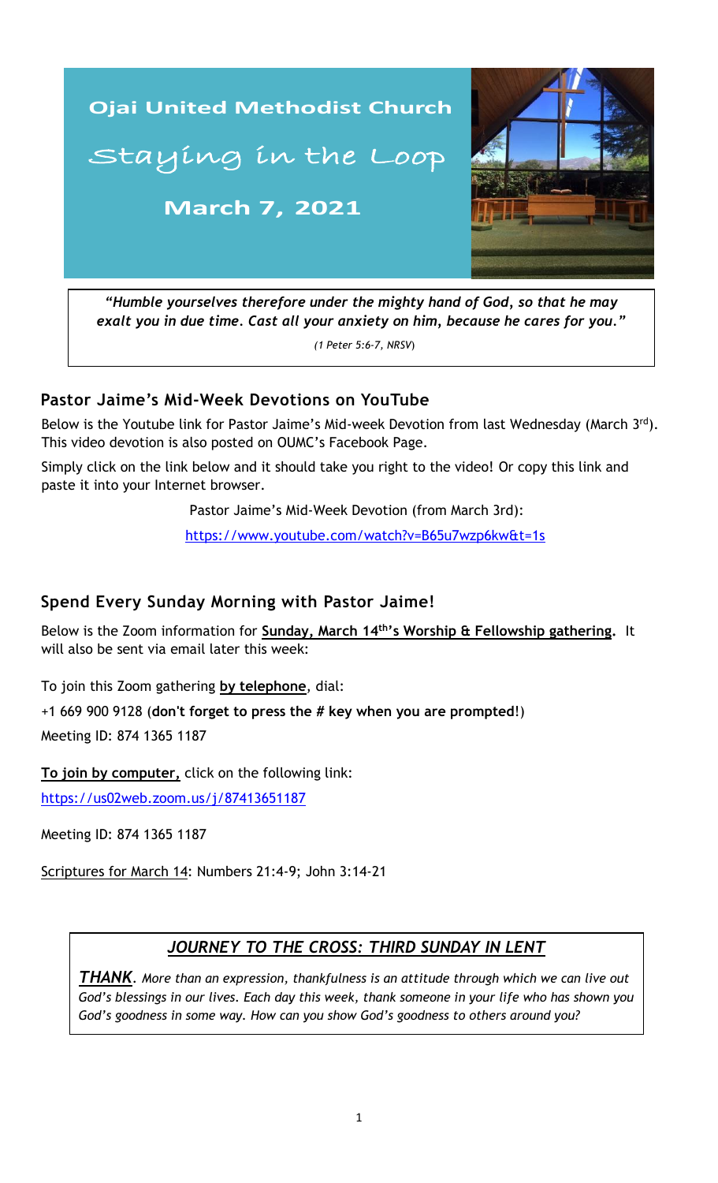# Ojai United Methodist Church

## Staying in the Loop

### March 7, 2021

> ***"Humble yourselves therefore under the mighty hand of God, so that he may exalt you in due time. Cast all your anxiety on him, because he cares for you."***
>
> *(1 Peter 5:6-7, NRSV)*

## Pastor Jaime's Mid-Week Devotions on YouTube

Below is the Youtube link for Pastor Jaime's Mid-week Devotion from last Wednesday (March 3rd). This video devotion is also posted on OUMC's Facebook Page.

Simply click on the link below and it should take you right to the video! Or copy this link and paste it into your Internet browser.

Pastor Jaime's Mid-Week Devotion (from March 3rd):

https://www.youtube.com/watch?v=B65u7wzp6kw&t=1s

## Spend Every Sunday Morning with Pastor Jaime!

Below is the Zoom information for **Sunday, March 14th's Worship & Fellowship gathering.** It will also be sent via email later this week:

To join this Zoom gathering **by telephone**, dial:

+1 669 900 9128 (**don't forget to press the # key when you are prompted!**)

Meeting ID: 874 1365 1187

**To join by computer,** click on the following link:

https://us02web.zoom.us/j/87413651187

Meeting ID: 874 1365 1187

Scriptures for March 14: Numbers 21:4-9; John 3:14-21

### *JOURNEY TO THE CROSS: THIRD SUNDAY IN LENT*

***THANK****. More than an expression, thankfulness is an attitude through which we can live out God's blessings in our lives. Each day this week, thank someone in your life who has shown you God's goodness in some way. How can you show God's goodness to others around you?*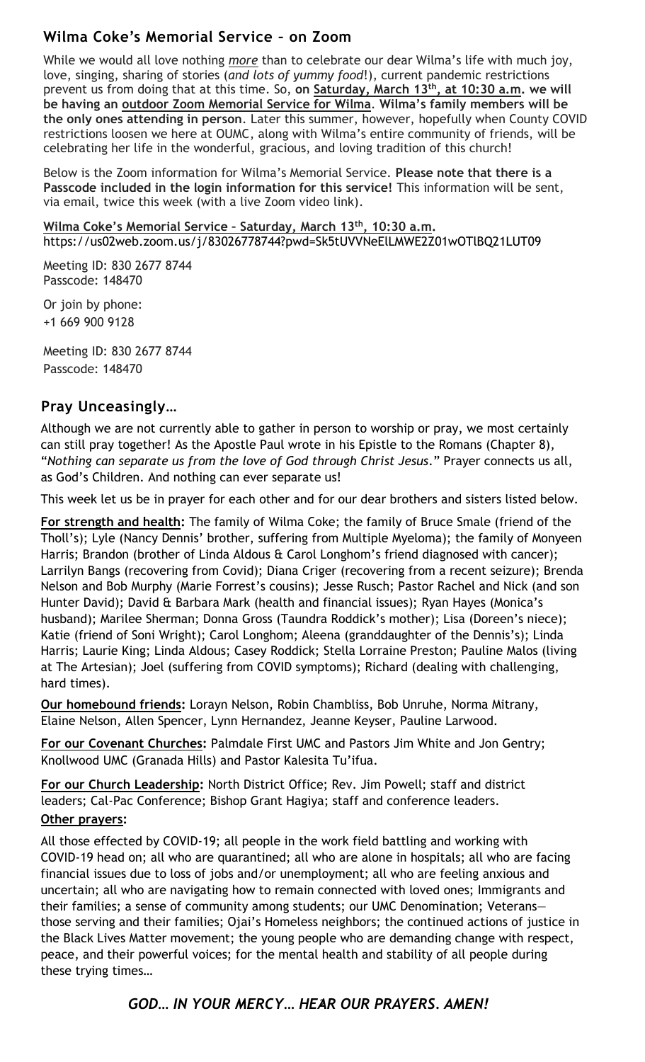## Wilma Coke's Memorial Service – on Zoom

While we would all love nothing *more* than to celebrate our dear Wilma's life with much joy, love, singing, sharing of stories (*and lots of yummy food*!), current pandemic restrictions prevent us from doing that at this time. So, **on Saturday, March 13th, at 10:30 a.m. we will be having an outdoor Zoom Memorial Service for Wilma**. **Wilma's family members will be the only ones attending in person**. Later this summer, however, hopefully when County COVID restrictions loosen we here at OUMC, along with Wilma's entire community of friends, will be celebrating her life in the wonderful, gracious, and loving tradition of this church!

Below is the Zoom information for Wilma's Memorial Service. **Please note that there is a Passcode included in the login information for this service!** This information will be sent, via email, twice this week (with a live Zoom video link).

**Wilma Coke's Memorial Service – Saturday, March 13th, 10:30 a.m.**
https://us02web.zoom.us/j/83026778744?pwd=Sk5tUVVNeElLMWE2Z01wOTlBQ21LUT09

Meeting ID: 830 2677 8744
Passcode: 148470

Or join by phone:
+1 669 900 9128

Meeting ID: 830 2677 8744
Passcode: 148470

## Pray Unceasingly…

Although we are not currently able to gather in person to worship or pray, we most certainly can still pray together! As the Apostle Paul wrote in his Epistle to the Romans (Chapter 8), "*Nothing can separate us from the love of God through Christ Jesus*." Prayer connects us all, as God's Children. And nothing can ever separate us!

This week let us be in prayer for each other and for our dear brothers and sisters listed below.

**For strength and health:** The family of Wilma Coke; the family of Bruce Smale (friend of the Tholl's); Lyle (Nancy Dennis' brother, suffering from Multiple Myeloma); the family of Monyeen Harris; Brandon (brother of Linda Aldous & Carol Longhom's friend diagnosed with cancer); Larrilyn Bangs (recovering from Covid); Diana Criger (recovering from a recent seizure); Brenda Nelson and Bob Murphy (Marie Forrest's cousins); Jesse Rusch; Pastor Rachel and Nick (and son Hunter David); David & Barbara Mark (health and financial issues); Ryan Hayes (Monica's husband); Marilee Sherman; Donna Gross (Taundra Roddick's mother); Lisa (Doreen's niece); Katie (friend of Soni Wright); Carol Longhom; Aleena (granddaughter of the Dennis's); Linda Harris; Laurie King; Linda Aldous; Casey Roddick; Stella Lorraine Preston; Pauline Malos (living at The Artesian); Joel (suffering from COVID symptoms); Richard (dealing with challenging, hard times).

**Our homebound friends:** Lorayn Nelson, Robin Chambliss, Bob Unruhe, Norma Mitrany, Elaine Nelson, Allen Spencer, Lynn Hernandez, Jeanne Keyser, Pauline Larwood.

**For our Covenant Churches:** Palmdale First UMC and Pastors Jim White and Jon Gentry; Knollwood UMC (Granada Hills) and Pastor Kalesita Tu'ifua.

**For our Church Leadership:** North District Office; Rev. Jim Powell; staff and district leaders; Cal-Pac Conference; Bishop Grant Hagiya; staff and conference leaders.

**Other prayers:**

All those effected by COVID-19; all people in the work field battling and working with COVID-19 head on; all who are quarantined; all who are alone in hospitals; all who are facing financial issues due to loss of jobs and/or unemployment; all who are feeling anxious and uncertain; all who are navigating how to remain connected with loved ones; Immigrants and their families; a sense of community among students; our UMC Denomination; Veterans—those serving and their families; Ojai's Homeless neighbors; the continued actions of justice in the Black Lives Matter movement; the young people who are demanding change with respect, peace, and their powerful voices; for the mental health and stability of all people during these trying times…

***GOD… IN YOUR MERCY… HEAR OUR PRAYERS. AMEN!***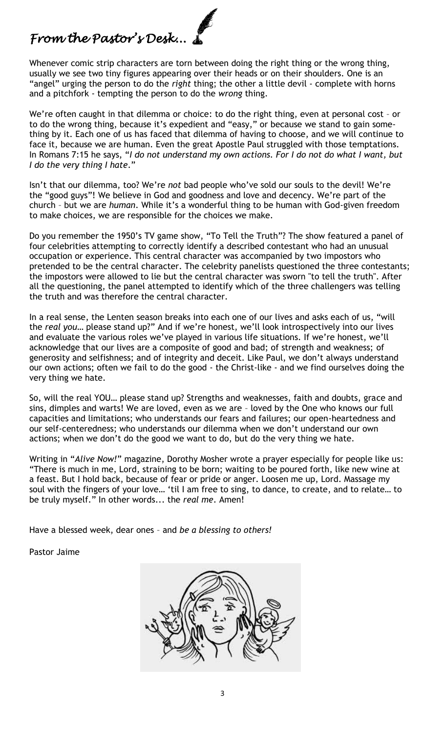# *From the Pastor's Desk...*

Whenever comic strip characters are torn between doing the right thing or the wrong thing, usually we see two tiny figures appearing over their heads or on their shoulders. One is an "angel" urging the person to do the *right* thing; the other a little devil - complete with horns and a pitchfork - tempting the person to do the *wrong* thing.

We're often caught in that dilemma or choice: to do the right thing, even at personal cost – or to do the wrong thing, because it's expedient and "easy," or because we stand to gain something by it. Each one of us has faced that dilemma of having to choose, and we will continue to face it, because we are human. Even the great Apostle Paul struggled with those temptations. In Romans 7:15 he says, "*I do not understand my own actions. For I do not do what I want, but I do the very thing I hate.*"

Isn't that our dilemma, too? We're *not* bad people who've sold our souls to the devil! We're the "good guys"! We believe in God and goodness and love and decency. We're part of the church – but we are *human*. While it's a wonderful thing to be human with God-given freedom to make choices, we are responsible for the choices we make.

Do you remember the 1950's TV game show, "To Tell the Truth"? The show featured a panel of four celebrities attempting to correctly identify a described contestant who had an unusual occupation or experience. This central character was accompanied by two impostors who pretended to be the central character. The celebrity panelists questioned the three contestants; the impostors were allowed to lie but the central character was sworn "to tell the truth". After all the questioning, the panel attempted to identify which of the three challengers was telling the truth and was therefore the central character.

In a real sense, the Lenten season breaks into each one of our lives and asks each of us, "will the *real you*… please stand up?" And if we're honest, we'll look introspectively into our lives and evaluate the various roles we've played in various life situations. If we're honest, we'll acknowledge that our lives are a composite of good and bad; of strength and weakness; of generosity and selfishness; and of integrity and deceit. Like Paul, we don't always understand our own actions; often we fail to do the good - the Christ-like - and we find ourselves doing the very thing we hate.

So, will the real YOU… please stand up? Strengths and weaknesses, faith and doubts, grace and sins, dimples and warts! We are loved, even as we are – loved by the One who knows our full capacities and limitations; who understands our fears and failures; our open-heartedness and our self-centeredness; who understands our dilemma when we don't understand our own actions; when we don't do the good we want to do, but do the very thing we hate.

Writing in "*Alive Now!*" magazine, Dorothy Mosher wrote a prayer especially for people like us: "There is much in me, Lord, straining to be born; waiting to be poured forth, like new wine at a feast. But I hold back, because of fear or pride or anger. Loosen me up, Lord. Massage my soul with the fingers of your love… 'til I am free to sing, to dance, to create, and to relate… to be truly myself." In other words... the *real me*. Amen!

Have a blessed week, dear ones – and *be a blessing to others!*

Pastor Jaime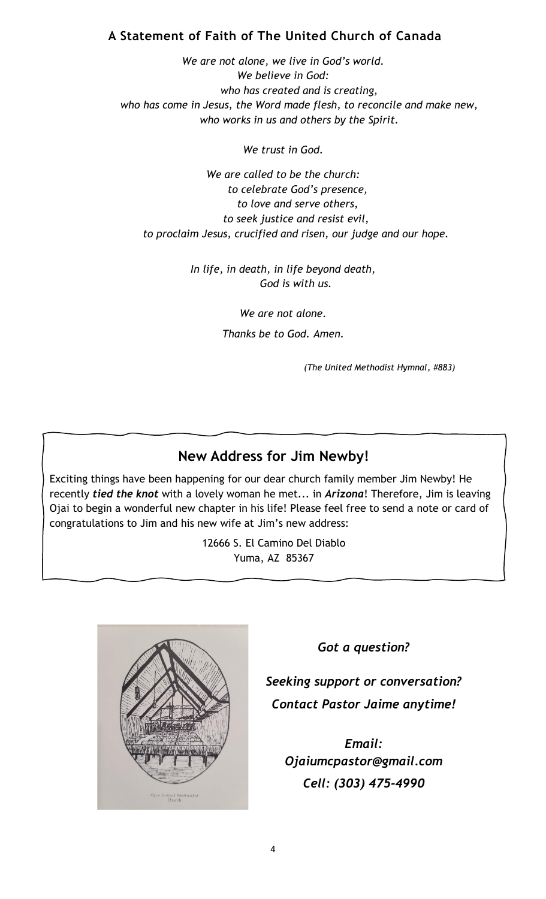## A Statement of Faith of The United Church of Canada

*We are not alone, we live in God's world.*
*We believe in God:*
*who has created and is creating,*
*who has come in Jesus, the Word made flesh, to reconcile and make new,*
*who works in us and others by the Spirit.*

*We trust in God.*

*We are called to be the church:*
*to celebrate God's presence,*
*to love and serve others,*
*to seek justice and resist evil,*
*to proclaim Jesus, crucified and risen, our judge and our hope.*

*In life, in death, in life beyond death,*
*God is with us.*

*We are not alone.*

*Thanks be to God. Amen.*

*(The United Methodist Hymnal, #883)*

## New Address for Jim Newby!

Exciting things have been happening for our dear church family member Jim Newby! He recently ***tied the knot*** with a lovely woman he met... in ***Arizona***! Therefore, Jim is leaving Ojai to begin a wonderful new chapter in his life! Please feel free to send a note or card of congratulations to Jim and his new wife at Jim's new address:

12666 S. El Camino Del Diablo
Yuma, AZ 85367

***Got a question?***

***Seeking support or conversation?***
***Contact Pastor Jaime anytime!***

***Email:***
***Ojaiumcpastor@gmail.com***
***Cell: (303) 475-4990***